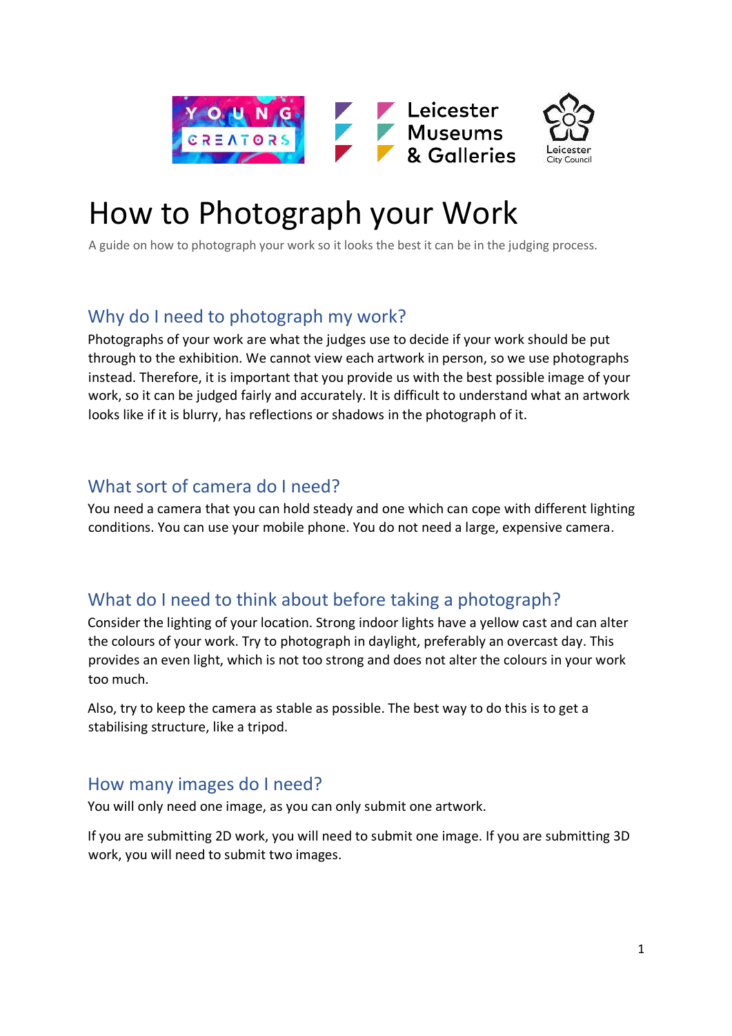# How to Photograph your Work

A guide on how to photograph your work so it looks the best it can be in the judging process.

## Why do I need to photograph my work?

Photographs of your work are what the judges use to decide if your work should be put through to the exhibition. We cannot view each artwork in person, so we use photographs instead. Therefore, it is important that you provide us with the best possible image of your work, so it can be judged fairly and accurately. It is difficult to understand what an artwork looks like if it is blurry, has reflections or shadows in the photograph of it.

## What sort of camera do I need?

You need a camera that you can hold steady and one which can cope with different lighting conditions. You can use your mobile phone. You do not need a large, expensive camera.

## What do I need to think about before taking a photograph?

Consider the lighting of your location. Strong indoor lights have a yellow cast and can alter the colours of your work. Try to photograph in daylight, preferably an overcast day. This provides an even light, which is not too strong and does not alter the colours in your work too much.

Also, try to keep the camera as stable as possible. The best way to do this is to get a stabilising structure, like a tripod.

## How many images do I need?

You will only need one image, as you can only submit one artwork.

If you are submitting 2D work, you will need to submit one image. If you are submitting 3D work, you will need to submit two images.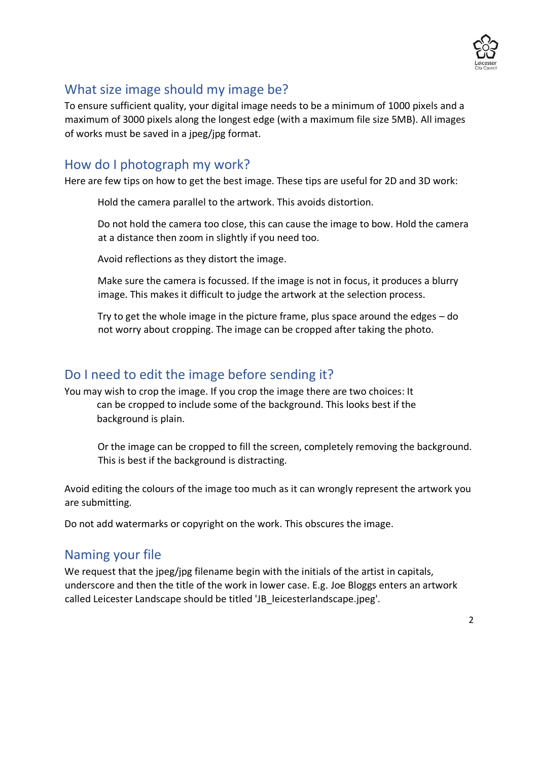## What size image should my image be?

To ensure sufficient quality, your digital image needs to be a minimum of 1000 pixels and a maximum of 3000 pixels along the longest edge (with a maximum file size 5MB). All images of works must be saved in a jpeg/jpg format.

## How do I photograph my work?

Here are few tips on how to get the best image. These tips are useful for 2D and 3D work:

Hold the camera parallel to the artwork. This avoids distortion.

Do not hold the camera too close, this can cause the image to bow. Hold the camera at a distance then zoom in slightly if you need too.

Avoid reflections as they distort the image.

Make sure the camera is focussed. If the image is not in focus, it produces a blurry image. This makes it difficult to judge the artwork at the selection process.

Try to get the whole image in the picture frame, plus space around the edges – do not worry about cropping. The image can be cropped after taking the photo.

## Do I need to edit the image before sending it?

You may wish to crop the image. If you crop the image there are two choices: It can be cropped to include some of the background. This looks best if the background is plain.

Or the image can be cropped to fill the screen, completely removing the background. This is best if the background is distracting.

Avoid editing the colours of the image too much as it can wrongly represent the artwork you are submitting.

Do not add watermarks or copyright on the work. This obscures the image.

## Naming your file

We request that the jpeg/jpg filename begin with the initials of the artist in capitals, underscore and then the title of the work in lower case. E.g. Joe Bloggs enters an artwork called Leicester Landscape should be titled 'JB_leicesterlandscape.jpeg'.